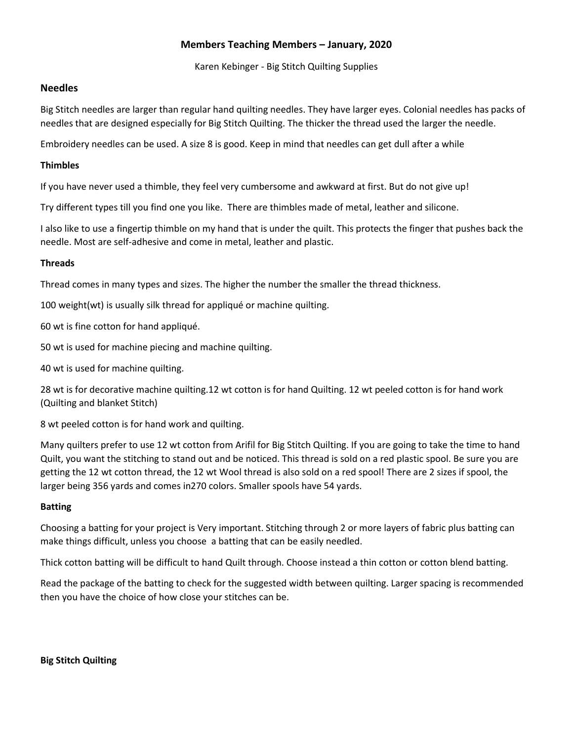# Members Teaching Members – January, 2020

Karen Kebinger - Big Stitch Quilting Supplies

## Needles

Big Stitch needles are larger than regular hand quilting needles. They have larger eyes. Colonial needles has packs of needles that are designed especially for Big Stitch Quilting. The thicker the thread used the larger the needle.

Embroidery needles can be used. A size 8 is good. Keep in mind that needles can get dull after a while

**Thimbles**

If you have never used a thimble, they feel very cumbersome and awkward at first. But do not give up!

Try different types till you find one you like. There are thimbles made of metal, leather and silicone.

I also like to use a fingertip thimble on my hand that is under the quilt. This protects the finger that pushes back the needle. Most are self-adhesive and come in metal, leather and plastic.

**Threads**

Thread comes in many types and sizes. The higher the number the smaller the thread thickness.

100 weight(wt) is usually silk thread for appliqué or machine quilting.

60 wt is fine cotton for hand appliqué.

50 wt is used for machine piecing and machine quilting.

40 wt is used for machine quilting.

28 wt is for decorative machine quilting.12 wt cotton is for hand Quilting. 12 wt peeled cotton is for hand work (Quilting and blanket Stitch)

8 wt peeled cotton is for hand work and quilting.

Many quilters prefer to use 12 wt cotton from Arifil for Big Stitch Quilting. If you are going to take the time to hand Quilt, you want the stitching to stand out and be noticed. This thread is sold on a red plastic spool. Be sure you are getting the 12 wt cotton thread, the 12 wt Wool thread is also sold on a red spool! There are 2 sizes if spool, the larger being 356 yards and comes in270 colors. Smaller spools have 54 yards.

**Batting**

Choosing a batting for your project is Very important. Stitching through 2 or more layers of fabric plus batting can make things difficult, unless you choose a batting that can be easily needled.

Thick cotton batting will be difficult to hand Quilt through. Choose instead a thin cotton or cotton blend batting.

Read the package of the batting to check for the suggested width between quilting. Larger spacing is recommended then you have the choice of how close your stitches can be.

**Big Stitch Quilting**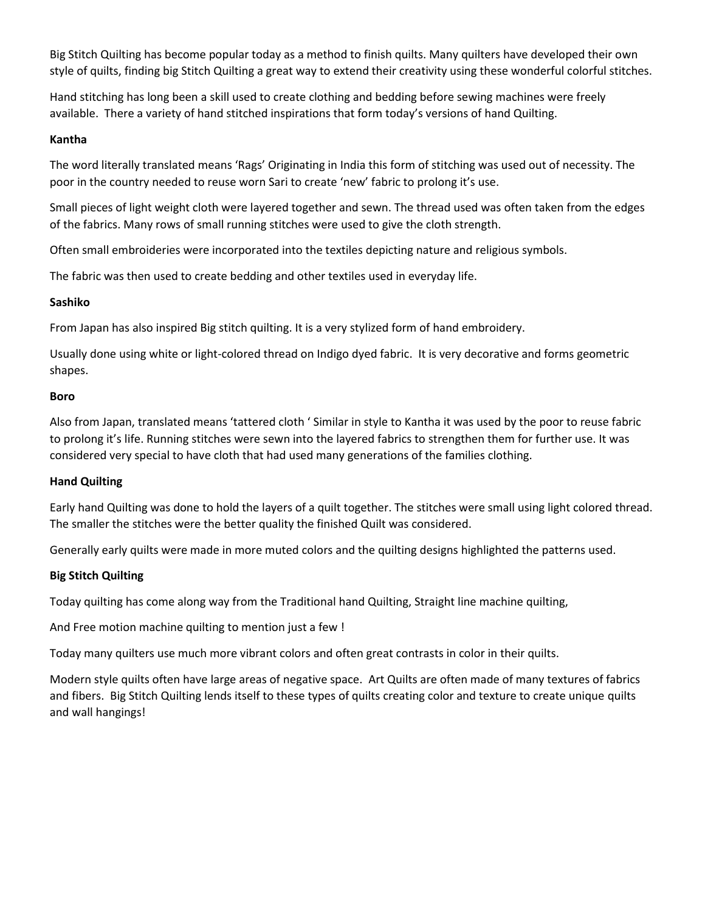Big Stitch Quilting has become popular today as a method to finish quilts. Many quilters have developed their own style of quilts, finding big Stitch Quilting a great way to extend their creativity using these wonderful colorful stitches.

Hand stitching has long been a skill used to create clothing and bedding before sewing machines were freely available. There a variety of hand stitched inspirations that form today's versions of hand Quilting.

**Kantha**

The word literally translated means 'Rags' Originating in India this form of stitching was used out of necessity. The poor in the country needed to reuse worn Sari to create 'new' fabric to prolong it's use.

Small pieces of light weight cloth were layered together and sewn. The thread used was often taken from the edges of the fabrics. Many rows of small running stitches were used to give the cloth strength.

Often small embroideries were incorporated into the textiles depicting nature and religious symbols.

The fabric was then used to create bedding and other textiles used in everyday life.

**Sashiko**

From Japan has also inspired Big stitch quilting. It is a very stylized form of hand embroidery.

Usually done using white or light-colored thread on Indigo dyed fabric. It is very decorative and forms geometric shapes.

**Boro**

Also from Japan, translated means 'tattered cloth ' Similar in style to Kantha it was used by the poor to reuse fabric to prolong it's life. Running stitches were sewn into the layered fabrics to strengthen them for further use. It was considered very special to have cloth that had used many generations of the families clothing.

**Hand Quilting**

Early hand Quilting was done to hold the layers of a quilt together. The stitches were small using light colored thread. The smaller the stitches were the better quality the finished Quilt was considered.

Generally early quilts were made in more muted colors and the quilting designs highlighted the patterns used.

**Big Stitch Quilting**

Today quilting has come along way from the Traditional hand Quilting, Straight line machine quilting,

And Free motion machine quilting to mention just a few !

Today many quilters use much more vibrant colors and often great contrasts in color in their quilts.

Modern style quilts often have large areas of negative space. Art Quilts are often made of many textures of fabrics and fibers. Big Stitch Quilting lends itself to these types of quilts creating color and texture to create unique quilts and wall hangings!